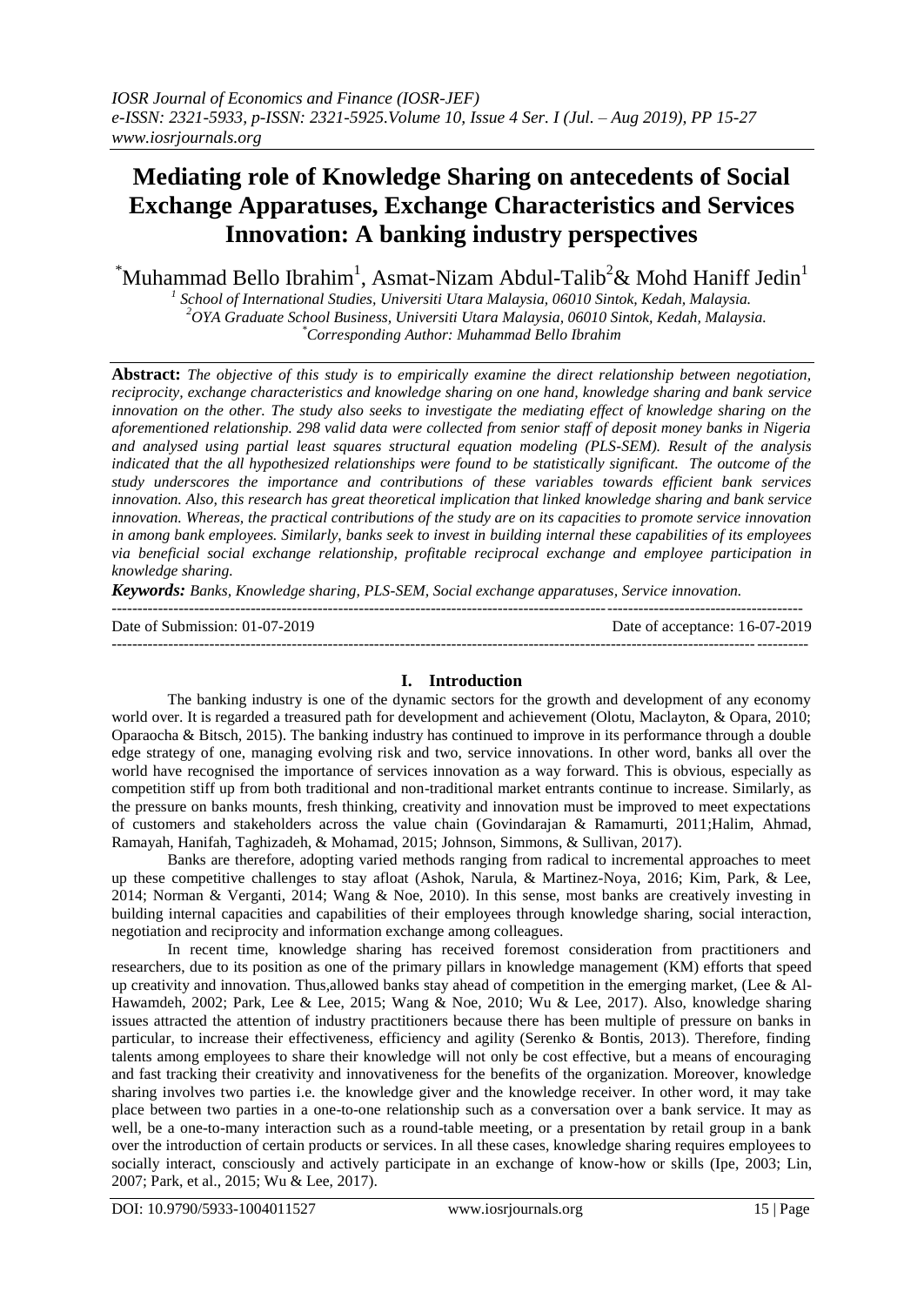# Mediating role of Knowledge Sharing on antecedents of Social Exchange Apparatuses, Exchange Characteristics and Services Innovation: A banking industry perspectives

*Muhammad Bello Ibrahim[1], Asmat-Nizam Abdul-Talib[2] & Mohd Haniff Jedin[1]

[1] *School of International Studies, Universiti Utara Malaysia, 06010 Sintok, Kedah, Malaysia.*
[2] *OYA Graduate School Business, Universiti Utara Malaysia, 06010 Sintok, Kedah, Malaysia.*
*\*Corresponding Author: Muhammad Bello Ibrahim*

**Abstract:** *The objective of this study is to empirically examine the direct relationship between negotiation, reciprocity, exchange characteristics and knowledge sharing on one hand, knowledge sharing and bank service innovation on the other. The study also seeks to investigate the mediating effect of knowledge sharing on the aforementioned relationship. 298 valid data were collected from senior staff of deposit money banks in Nigeria and analysed using partial least squares structural equation modeling (PLS-SEM). Result of the analysis indicated that the all hypothesized relationships were found to be statistically significant. The outcome of the study underscores the importance and contributions of these variables towards efficient bank services innovation. Also, this research has great theoretical implication that linked knowledge sharing and bank service innovation. Whereas, the practical contributions of the study are on its capacities to promote service innovation in among bank employees. Similarly, banks seek to invest in building internal these capabilities of its employees via beneficial social exchange relationship, profitable reciprocal exchange and employee participation in knowledge sharing.*

**Keywords:** *Banks, Knowledge sharing, PLS-SEM, Social exchange apparatuses, Service innovation.*

---

Date of Submission: 01-07-2019 | Date of acceptance: 16-07-2019

---

## I. Introduction

The banking industry is one of the dynamic sectors for the growth and development of any economy world over. It is regarded a treasured path for development and achievement (Olotu, Maclayton, & Opara, 2010; Oparaocha & Bitsch, 2015). The banking industry has continued to improve in its performance through a double edge strategy of one, managing evolving risk and two, service innovations. In other word, banks all over the world have recognised the importance of services innovation as a way forward. This is obvious, especially as competition stiff up from both traditional and non-traditional market entrants continue to increase. Similarly, as the pressure on banks mounts, fresh thinking, creativity and innovation must be improved to meet expectations of customers and stakeholders across the value chain (Govindarajan & Ramamurti, 2011;Halim, Ahmad, Ramayah, Hanifah, Taghizadeh, & Mohamad, 2015; Johnson, Simmons, & Sullivan, 2017).

Banks are therefore, adopting varied methods ranging from radical to incremental approaches to meet up these competitive challenges to stay afloat (Ashok, Narula, & Martinez-Noya, 2016; Kim, Park, & Lee, 2014; Norman & Verganti, 2014; Wang & Noe, 2010). In this sense, most banks are creatively investing in building internal capacities and capabilities of their employees through knowledge sharing, social interaction, negotiation and reciprocity and information exchange among colleagues.

In recent time, knowledge sharing has received foremost consideration from practitioners and researchers, due to its position as one of the primary pillars in knowledge management (KM) efforts that speed up creativity and innovation. Thus,allowed banks stay ahead of competition in the emerging market, (Lee & Al-Hawamdeh, 2002; Park, Lee & Lee, 2015; Wang & Noe, 2010; Wu & Lee, 2017). Also, knowledge sharing issues attracted the attention of industry practitioners because there has been multiple of pressure on banks in particular, to increase their effectiveness, efficiency and agility (Serenko & Bontis, 2013). Therefore, finding talents among employees to share their knowledge will not only be cost effective, but a means of encouraging and fast tracking their creativity and innovativeness for the benefits of the organization. Moreover, knowledge sharing involves two parties i.e. the knowledge giver and the knowledge receiver. In other word, it may take place between two parties in a one-to-one relationship such as a conversation over a bank service. It may as well, be a one-to-many interaction such as a round-table meeting, or a presentation by retail group in a bank over the introduction of certain products or services. In all these cases, knowledge sharing requires employees to socially interact, consciously and actively participate in an exchange of know-how or skills (Ipe, 2003; Lin, 2007; Park, et al., 2015; Wu & Lee, 2017).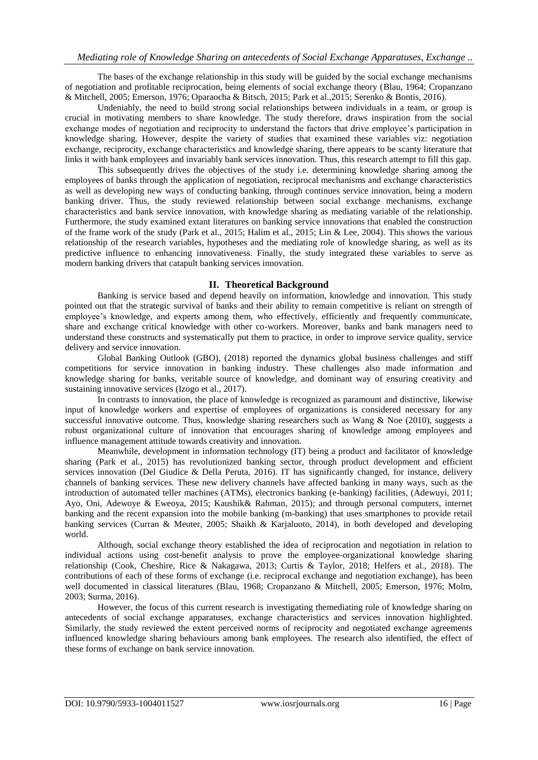The bases of the exchange relationship in this study will be guided by the social exchange mechanisms of negotiation and profitable reciprocation, being elements of social exchange theory (Blau, 1964; Cropanzano & Mitchell, 2005; Emerson, 1976; Oparaocha & Bitsch, 2015; Park et al.,2015; Serenko & Bontis, 2016).

Undeniably, the need to build strong social relationships between individuals in a team, or group is crucial in motivating members to share knowledge. The study therefore, draws inspiration from the social exchange modes of negotiation and reciprocity to understand the factors that drive employee's participation in knowledge sharing. However, despite the variety of studies that examined these variables viz: negotiation exchange, reciprocity, exchange characteristics and knowledge sharing, there appears to be scanty literature that links it with bank employees and invariably bank services innovation. Thus, this research attempt to fill this gap.

This subsequently drives the objectives of the study i.e. determining knowledge sharing among the employees of banks through the application of negotiation, reciprocal mechanisms and exchange characteristics as well as developing new ways of conducting banking, through continues service innovation, being a modern banking driver. Thus, the study reviewed relationship between social exchange mechanisms, exchange characteristics and bank service innovation, with knowledge sharing as mediating variable of the relationship. Furthermore, the study examined extant literatures on banking service innovations that enabled the construction of the frame work of the study (Park et al., 2015; Halim et al., 2015; Lin & Lee, 2004). This shows the various relationship of the research variables, hypotheses and the mediating role of knowledge sharing, as well as its predictive influence to enhancing innovativeness. Finally, the study integrated these variables to serve as modern banking drivers that catapult banking services innovation.

## II. Theoretical Background

Banking is service based and depend heavily on information, knowledge and innovation. This study pointed out that the strategic survival of banks and their ability to remain competitive is reliant on strength of employee's knowledge, and experts among them, who effectively, efficiently and frequently communicate, share and exchange critical knowledge with other co-workers. Moreover, banks and bank managers need to understand these constructs and systematically put them to practice, in order to improve service quality, service delivery and service innovation.

Global Banking Outlook (GBO), (2018) reported the dynamics global business challenges and stiff competitions for service innovation in banking industry. These challenges also made information and knowledge sharing for banks, veritable source of knowledge, and dominant way of ensuring creativity and sustaining innovative services (Izogo et al., 2017).

In contrasts to innovation, the place of knowledge is recognized as paramount and distinctive, likewise input of knowledge workers and expertise of employees of organizations is considered necessary for any successful innovative outcome. Thus, knowledge sharing researchers such as Wang & Noe (2010), suggests a robust organizational culture of innovation that encourages sharing of knowledge among employees and influence management attitude towards creativity and innovation.

Meanwhile, development in information technology (IT) being a product and facilitator of knowledge sharing (Park et al., 2015) has revolutionized banking sector, through product development and efficient services innovation (Del Giudice & Della Peruta, 2016). IT has significantly changed, for instance, delivery channels of banking services. These new delivery channels have affected banking in many ways, such as the introduction of automated teller machines (ATMs), electronics banking (e-banking) facilities, (Adewuyi, 2011; Ayo, Oni, Adewoye & Eweoya, 2015; Kaushik& Rahman, 2015); and through personal computers, internet banking and the recent expansion into the mobile banking (m-banking) that uses smartphones to provide retail banking services (Curran & Meuter, 2005; Shaikh & Karjaluoto, 2014), in both developed and developing world.

Although, social exchange theory established the idea of reciprocation and negotiation in relation to individual actions using cost-benefit analysis to prove the employee-organizational knowledge sharing relationship (Cook, Cheshire, Rice & Nakagawa, 2013; Curtis & Taylor, 2018; Helfers et al., 2018). The contributions of each of these forms of exchange (i.e. reciprocal exchange and negotiation exchange), has been well documented in classical literatures (Blau, 1968; Cropanzano & Mitchell, 2005; Emerson, 1976; Molm, 2003; Surma, 2016).

However, the focus of this current research is investigating themediating role of knowledge sharing on antecedents of social exchange apparatuses, exchange characteristics and services innovation highlighted. Similarly, the study reviewed the extent perceived norms of reciprocity and negotiated exchange agreements influenced knowledge sharing behaviours among bank employees. The research also identified, the effect of these forms of exchange on bank service innovation.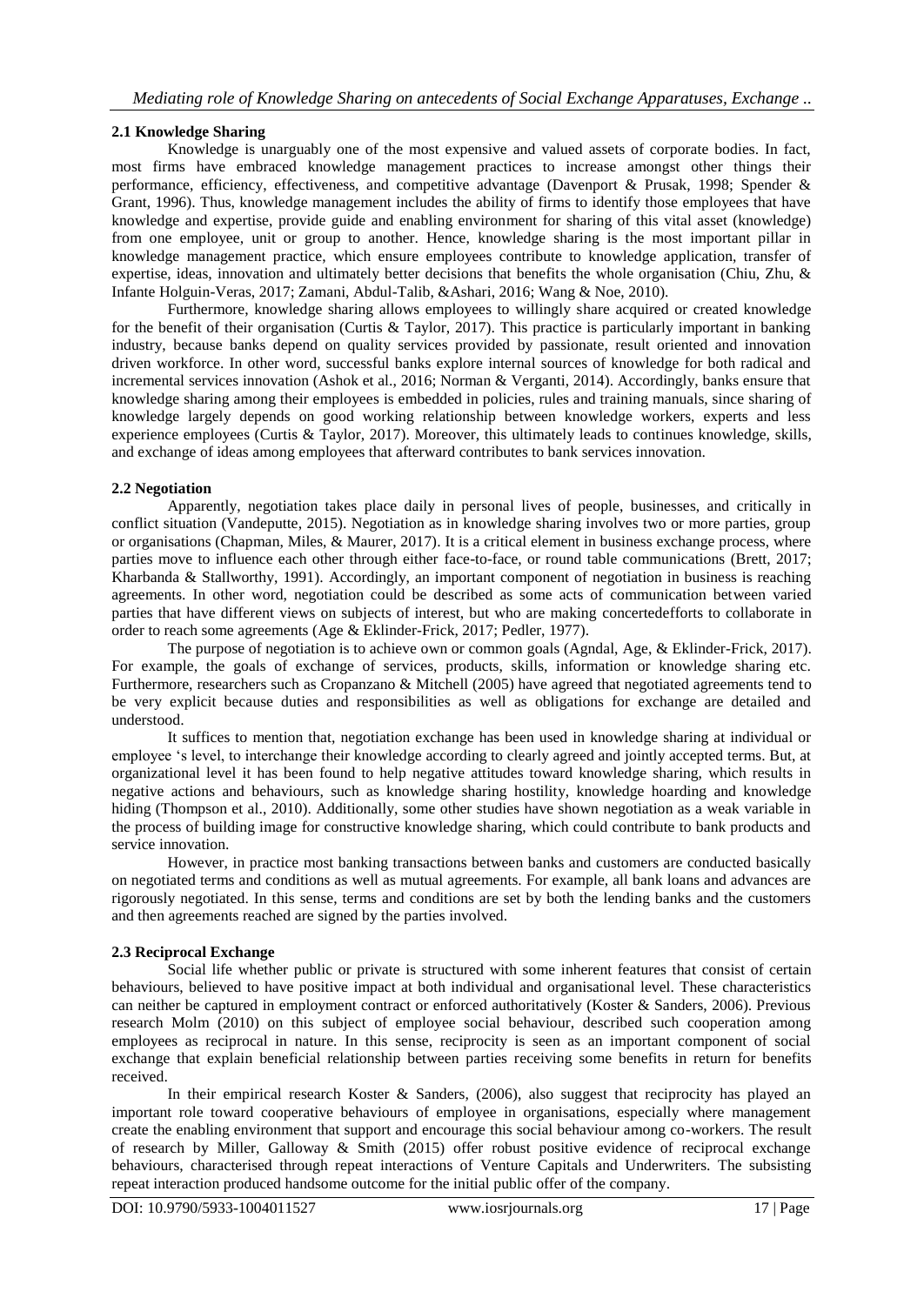### 2.1 Knowledge Sharing

Knowledge is unarguably one of the most expensive and valued assets of corporate bodies. In fact, most firms have embraced knowledge management practices to increase amongst other things their performance, efficiency, effectiveness, and competitive advantage (Davenport & Prusak, 1998; Spender & Grant, 1996). Thus, knowledge management includes the ability of firms to identify those employees that have knowledge and expertise, provide guide and enabling environment for sharing of this vital asset (knowledge) from one employee, unit or group to another. Hence, knowledge sharing is the most important pillar in knowledge management practice, which ensure employees contribute to knowledge application, transfer of expertise, ideas, innovation and ultimately better decisions that benefits the whole organisation (Chiu, Zhu, & Infante Holguin-Veras, 2017; Zamani, Abdul-Talib, &Ashari, 2016; Wang & Noe, 2010).

Furthermore, knowledge sharing allows employees to willingly share acquired or created knowledge for the benefit of their organisation (Curtis & Taylor, 2017). This practice is particularly important in banking industry, because banks depend on quality services provided by passionate, result oriented and innovation driven workforce. In other word, successful banks explore internal sources of knowledge for both radical and incremental services innovation (Ashok et al., 2016; Norman & Verganti, 2014). Accordingly, banks ensure that knowledge sharing among their employees is embedded in policies, rules and training manuals, since sharing of knowledge largely depends on good working relationship between knowledge workers, experts and less experience employees (Curtis & Taylor, 2017). Moreover, this ultimately leads to continues knowledge, skills, and exchange of ideas among employees that afterward contributes to bank services innovation.

### 2.2 Negotiation

Apparently, negotiation takes place daily in personal lives of people, businesses, and critically in conflict situation (Vandeputte, 2015). Negotiation as in knowledge sharing involves two or more parties, group or organisations (Chapman, Miles, & Maurer, 2017). It is a critical element in business exchange process, where parties move to influence each other through either face-to-face, or round table communications (Brett, 2017; Kharbanda & Stallworthy, 1991). Accordingly, an important component of negotiation in business is reaching agreements. In other word, negotiation could be described as some acts of communication between varied parties that have different views on subjects of interest, but who are making concertedefforts to collaborate in order to reach some agreements (Age & Eklinder-Frick, 2017; Pedler, 1977).

The purpose of negotiation is to achieve own or common goals (Agndal, Age, & Eklinder-Frick, 2017). For example, the goals of exchange of services, products, skills, information or knowledge sharing etc. Furthermore, researchers such as Cropanzano & Mitchell (2005) have agreed that negotiated agreements tend to be very explicit because duties and responsibilities as well as obligations for exchange are detailed and understood.

It suffices to mention that, negotiation exchange has been used in knowledge sharing at individual or employee 's level, to interchange their knowledge according to clearly agreed and jointly accepted terms. But, at organizational level it has been found to help negative attitudes toward knowledge sharing, which results in negative actions and behaviours, such as knowledge sharing hostility, knowledge hoarding and knowledge hiding (Thompson et al., 2010). Additionally, some other studies have shown negotiation as a weak variable in the process of building image for constructive knowledge sharing, which could contribute to bank products and service innovation.

However, in practice most banking transactions between banks and customers are conducted basically on negotiated terms and conditions as well as mutual agreements. For example, all bank loans and advances are rigorously negotiated. In this sense, terms and conditions are set by both the lending banks and the customers and then agreements reached are signed by the parties involved.

### 2.3 Reciprocal Exchange

Social life whether public or private is structured with some inherent features that consist of certain behaviours, believed to have positive impact at both individual and organisational level. These characteristics can neither be captured in employment contract or enforced authoritatively (Koster & Sanders, 2006). Previous research Molm (2010) on this subject of employee social behaviour, described such cooperation among employees as reciprocal in nature. In this sense, reciprocity is seen as an important component of social exchange that explain beneficial relationship between parties receiving some benefits in return for benefits received.

In their empirical research Koster & Sanders, (2006), also suggest that reciprocity has played an important role toward cooperative behaviours of employee in organisations, especially where management create the enabling environment that support and encourage this social behaviour among co-workers. The result of research by Miller, Galloway & Smith (2015) offer robust positive evidence of reciprocal exchange behaviours, characterised through repeat interactions of Venture Capitals and Underwriters. The subsisting repeat interaction produced handsome outcome for the initial public offer of the company.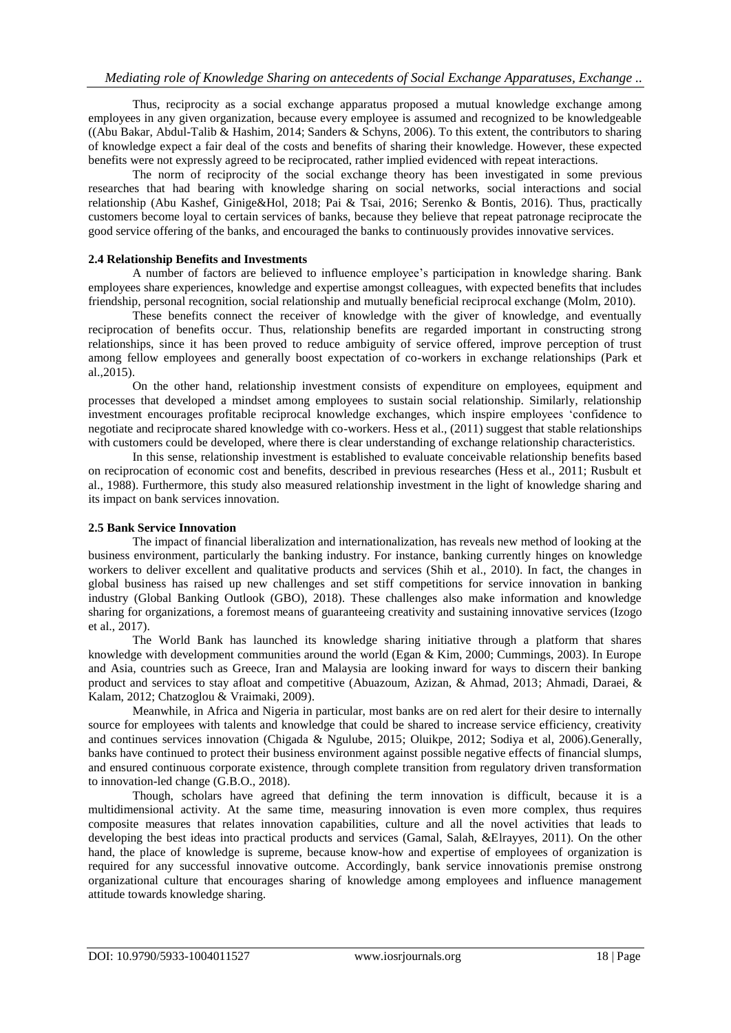Thus, reciprocity as a social exchange apparatus proposed a mutual knowledge exchange among employees in any given organization, because every employee is assumed and recognized to be knowledgeable ((Abu Bakar, Abdul-Talib & Hashim, 2014; Sanders & Schyns, 2006). To this extent, the contributors to sharing of knowledge expect a fair deal of the costs and benefits of sharing their knowledge. However, these expected benefits were not expressly agreed to be reciprocated, rather implied evidenced with repeat interactions.

The norm of reciprocity of the social exchange theory has been investigated in some previous researches that had bearing with knowledge sharing on social networks, social interactions and social relationship (Abu Kashef, Ginige&Hol, 2018; Pai & Tsai, 2016; Serenko & Bontis, 2016). Thus, practically customers become loyal to certain services of banks, because they believe that repeat patronage reciprocate the good service offering of the banks, and encouraged the banks to continuously provides innovative services.

### 2.4 Relationship Benefits and Investments

A number of factors are believed to influence employee's participation in knowledge sharing. Bank employees share experiences, knowledge and expertise amongst colleagues, with expected benefits that includes friendship, personal recognition, social relationship and mutually beneficial reciprocal exchange (Molm, 2010).

These benefits connect the receiver of knowledge with the giver of knowledge, and eventually reciprocation of benefits occur. Thus, relationship benefits are regarded important in constructing strong relationships, since it has been proved to reduce ambiguity of service offered, improve perception of trust among fellow employees and generally boost expectation of co-workers in exchange relationships (Park et al.,2015).

On the other hand, relationship investment consists of expenditure on employees, equipment and processes that developed a mindset among employees to sustain social relationship. Similarly, relationship investment encourages profitable reciprocal knowledge exchanges, which inspire employees 'confidence to negotiate and reciprocate shared knowledge with co-workers. Hess et al., (2011) suggest that stable relationships with customers could be developed, where there is clear understanding of exchange relationship characteristics.

In this sense, relationship investment is established to evaluate conceivable relationship benefits based on reciprocation of economic cost and benefits, described in previous researches (Hess et al., 2011; Rusbult et al., 1988). Furthermore, this study also measured relationship investment in the light of knowledge sharing and its impact on bank services innovation.

### 2.5 Bank Service Innovation

The impact of financial liberalization and internationalization, has reveals new method of looking at the business environment, particularly the banking industry. For instance, banking currently hinges on knowledge workers to deliver excellent and qualitative products and services (Shih et al., 2010). In fact, the changes in global business has raised up new challenges and set stiff competitions for service innovation in banking industry (Global Banking Outlook (GBO), 2018). These challenges also make information and knowledge sharing for organizations, a foremost means of guaranteeing creativity and sustaining innovative services (Izogo et al., 2017).

The World Bank has launched its knowledge sharing initiative through a platform that shares knowledge with development communities around the world (Egan & Kim, 2000; Cummings, 2003). In Europe and Asia, countries such as Greece, Iran and Malaysia are looking inward for ways to discern their banking product and services to stay afloat and competitive (Abuazoum, Azizan, & Ahmad, 2013; Ahmadi, Daraei, & Kalam, 2012; Chatzoglou & Vraimaki, 2009).

Meanwhile, in Africa and Nigeria in particular, most banks are on red alert for their desire to internally source for employees with talents and knowledge that could be shared to increase service efficiency, creativity and continues services innovation (Chigada & Ngulube, 2015; Oluikpe, 2012; Sodiya et al, 2006).Generally, banks have continued to protect their business environment against possible negative effects of financial slumps, and ensured continuous corporate existence, through complete transition from regulatory driven transformation to innovation-led change (G.B.O., 2018).

Though, scholars have agreed that defining the term innovation is difficult, because it is a multidimensional activity. At the same time, measuring innovation is even more complex, thus requires composite measures that relates innovation capabilities, culture and all the novel activities that leads to developing the best ideas into practical products and services (Gamal, Salah, &Elrayyes, 2011). On the other hand, the place of knowledge is supreme, because know-how and expertise of employees of organization is required for any successful innovative outcome. Accordingly, bank service innovationis premise onstrong organizational culture that encourages sharing of knowledge among employees and influence management attitude towards knowledge sharing.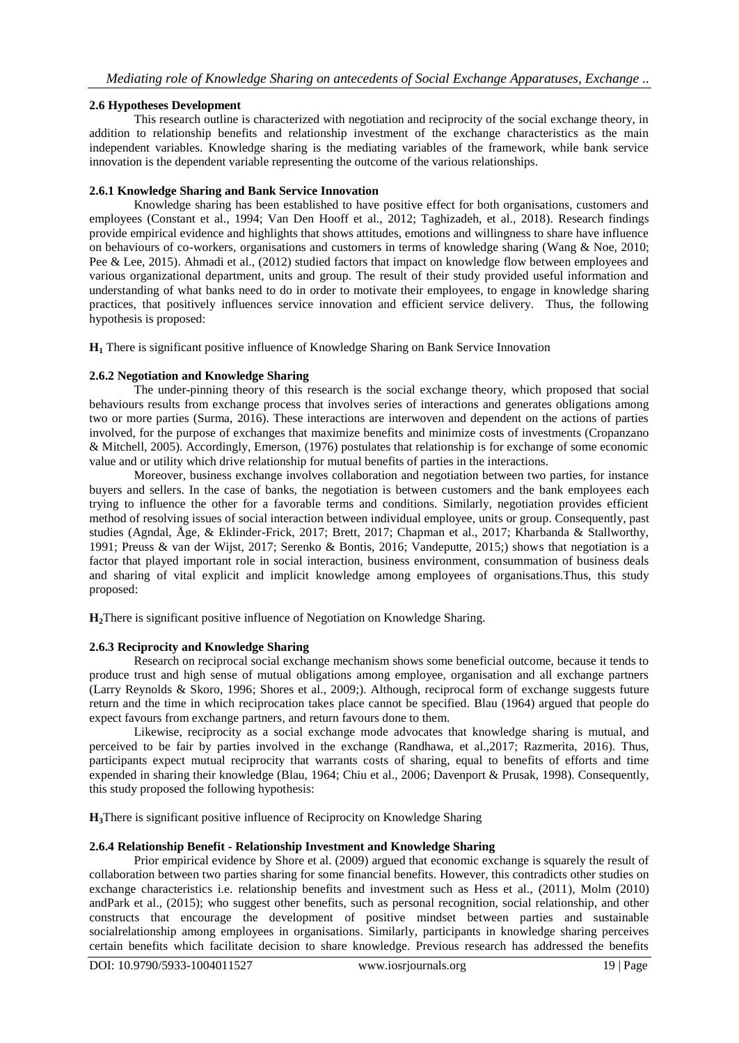### 2.6 Hypotheses Development

This research outline is characterized with negotiation and reciprocity of the social exchange theory, in addition to relationship benefits and relationship investment of the exchange characteristics as the main independent variables. Knowledge sharing is the mediating variables of the framework, while bank service innovation is the dependent variable representing the outcome of the various relationships.

#### 2.6.1 Knowledge Sharing and Bank Service Innovation

Knowledge sharing has been established to have positive effect for both organisations, customers and employees (Constant et al., 1994; Van Den Hooff et al., 2012; Taghizadeh, et al., 2018). Research findings provide empirical evidence and highlights that shows attitudes, emotions and willingness to share have influence on behaviours of co-workers, organisations and customers in terms of knowledge sharing (Wang & Noe, 2010; Pee & Lee, 2015). Ahmadi et al., (2012) studied factors that impact on knowledge flow between employees and various organizational department, units and group. The result of their study provided useful information and understanding of what banks need to do in order to motivate their employees, to engage in knowledge sharing practices, that positively influences service innovation and efficient service delivery. Thus, the following hypothesis is proposed:

**H$_1$** There is significant positive influence of Knowledge Sharing on Bank Service Innovation

#### 2.6.2 Negotiation and Knowledge Sharing

The under-pinning theory of this research is the social exchange theory, which proposed that social behaviours results from exchange process that involves series of interactions and generates obligations among two or more parties (Surma, 2016). These interactions are interwoven and dependent on the actions of parties involved, for the purpose of exchanges that maximize benefits and minimize costs of investments (Cropanzano & Mitchell, 2005). Accordingly, Emerson, (1976) postulates that relationship is for exchange of some economic value and or utility which drive relationship for mutual benefits of parties in the interactions.

Moreover, business exchange involves collaboration and negotiation between two parties, for instance buyers and sellers. In the case of banks, the negotiation is between customers and the bank employees each trying to influence the other for a favorable terms and conditions. Similarly, negotiation provides efficient method of resolving issues of social interaction between individual employee, units or group. Consequently, past studies (Agndal, Åge, & Eklinder-Frick, 2017; Brett, 2017; Chapman et al., 2017; Kharbanda & Stallworthy, 1991; Preuss & van der Wijst, 2017; Serenko & Bontis, 2016; Vandeputte, 2015;) shows that negotiation is a factor that played important role in social interaction, business environment, consummation of business deals and sharing of vital explicit and implicit knowledge among employees of organisations.Thus, this study proposed:

**H$_2$**There is significant positive influence of Negotiation on Knowledge Sharing.

#### 2.6.3 Reciprocity and Knowledge Sharing

Research on reciprocal social exchange mechanism shows some beneficial outcome, because it tends to produce trust and high sense of mutual obligations among employee, organisation and all exchange partners (Larry Reynolds & Skoro, 1996; Shores et al., 2009;). Although, reciprocal form of exchange suggests future return and the time in which reciprocation takes place cannot be specified. Blau (1964) argued that people do expect favours from exchange partners, and return favours done to them.

Likewise, reciprocity as a social exchange mode advocates that knowledge sharing is mutual, and perceived to be fair by parties involved in the exchange (Randhawa, et al.,2017; Razmerita, 2016). Thus, participants expect mutual reciprocity that warrants costs of sharing, equal to benefits of efforts and time expended in sharing their knowledge (Blau, 1964; Chiu et al., 2006; Davenport & Prusak, 1998). Consequently, this study proposed the following hypothesis:

**H$_3$**There is significant positive influence of Reciprocity on Knowledge Sharing

#### 2.6.4 Relationship Benefit - Relationship Investment and Knowledge Sharing

Prior empirical evidence by Shore et al. (2009) argued that economic exchange is squarely the result of collaboration between two parties sharing for some financial benefits. However, this contradicts other studies on exchange characteristics i.e. relationship benefits and investment such as Hess et al., (2011), Molm (2010) andPark et al., (2015); who suggest other benefits, such as personal recognition, social relationship, and other constructs that encourage the development of positive mindset between parties and sustainable socialrelationship among employees in organisations. Similarly, participants in knowledge sharing perceives certain benefits which facilitate decision to share knowledge. Previous research has addressed the benefits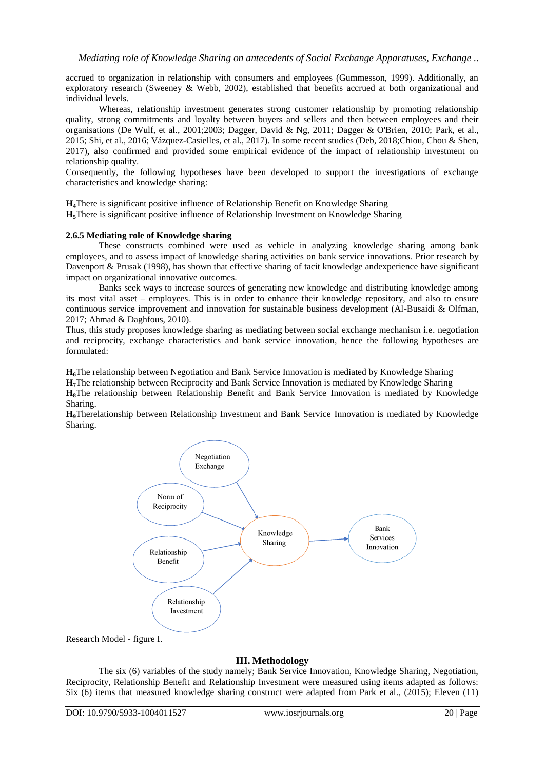accrued to organization in relationship with consumers and employees (Gummesson, 1999). Additionally, an exploratory research (Sweeney & Webb, 2002), established that benefits accrued at both organizational and individual levels.

Whereas, relationship investment generates strong customer relationship by promoting relationship quality, strong commitments and loyalty between buyers and sellers and then between employees and their organisations (De Wulf, et al., 2001;2003; Dagger, David & Ng, 2011; Dagger & O'Brien, 2010; Park, et al., 2015; Shi, et al., 2016; Vázquez-Casielles, et al., 2017). In some recent studies (Deb, 2018;Chiou, Chou & Shen, 2017), also confirmed and provided some empirical evidence of the impact of relationship investment on relationship quality.

Consequently, the following hypotheses have been developed to support the investigations of exchange characteristics and knowledge sharing:

**$H_4$**There is significant positive influence of Relationship Benefit on Knowledge Sharing
**$H_5$**There is significant positive influence of Relationship Investment on Knowledge Sharing

### 2.6.5 Mediating role of Knowledge sharing

These constructs combined were used as vehicle in analyzing knowledge sharing among bank employees, and to assess impact of knowledge sharing activities on bank service innovations. Prior research by Davenport & Prusak (1998), has shown that effective sharing of tacit knowledge andexperience have significant impact on organizational innovative outcomes.

Banks seek ways to increase sources of generating new knowledge and distributing knowledge among its most vital asset – employees. This is in order to enhance their knowledge repository, and also to ensure continuous service improvement and innovation for sustainable business development (Al-Busaidi & Olfman, 2017; Ahmad & Daghfous, 2010).

Thus, this study proposes knowledge sharing as mediating between social exchange mechanism i.e. negotiation and reciprocity, exchange characteristics and bank service innovation, hence the following hypotheses are formulated:

**$H_6$**The relationship between Negotiation and Bank Service Innovation is mediated by Knowledge Sharing
**$H_7$**The relationship between Reciprocity and Bank Service Innovation is mediated by Knowledge Sharing
**$H_8$**The relationship between Relationship Benefit and Bank Service Innovation is mediated by Knowledge Sharing.
**$H_9$**Therelationship between Relationship Investment and Bank Service Innovation is mediated by Knowledge Sharing.

Research Model - figure I.

## III. Methodology

The six (6) variables of the study namely; Bank Service Innovation, Knowledge Sharing, Negotiation, Reciprocity, Relationship Benefit and Relationship Investment were measured using items adapted as follows: Six (6) items that measured knowledge sharing construct were adapted from Park et al., (2015); Eleven (11)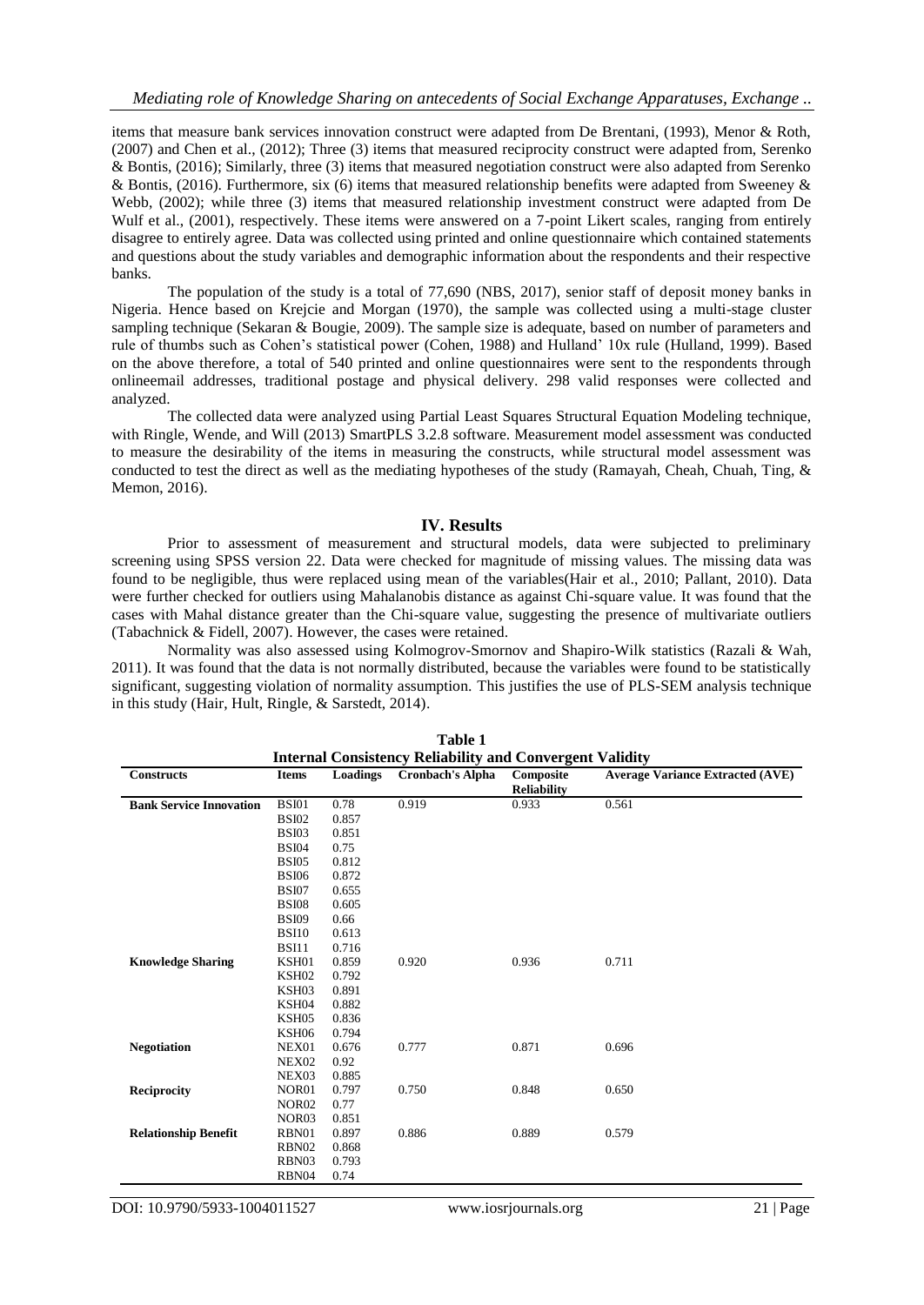items that measure bank services innovation construct were adapted from De Brentani, (1993), Menor & Roth, (2007) and Chen et al., (2012); Three (3) items that measured reciprocity construct were adapted from, Serenko & Bontis, (2016); Similarly, three (3) items that measured negotiation construct were also adapted from Serenko & Bontis, (2016). Furthermore, six (6) items that measured relationship benefits were adapted from Sweeney & Webb, (2002); while three (3) items that measured relationship investment construct were adapted from De Wulf et al., (2001), respectively. These items were answered on a 7-point Likert scales, ranging from entirely disagree to entirely agree. Data was collected using printed and online questionnaire which contained statements and questions about the study variables and demographic information about the respondents and their respective banks.

The population of the study is a total of 77,690 (NBS, 2017), senior staff of deposit money banks in Nigeria. Hence based on Krejcie and Morgan (1970), the sample was collected using a multi-stage cluster sampling technique (Sekaran & Bougie, 2009). The sample size is adequate, based on number of parameters and rule of thumbs such as Cohen's statistical power (Cohen, 1988) and Hulland' 10x rule (Hulland, 1999). Based on the above therefore, a total of 540 printed and online questionnaires were sent to the respondents through onlineemail addresses, traditional postage and physical delivery. 298 valid responses were collected and analyzed.

The collected data were analyzed using Partial Least Squares Structural Equation Modeling technique, with Ringle, Wende, and Will (2013) SmartPLS 3.2.8 software. Measurement model assessment was conducted to measure the desirability of the items in measuring the constructs, while structural model assessment was conducted to test the direct as well as the mediating hypotheses of the study (Ramayah, Cheah, Chuah, Ting, & Memon, 2016).

## IV. Results

Prior to assessment of measurement and structural models, data were subjected to preliminary screening using SPSS version 22. Data were checked for magnitude of missing values. The missing data was found to be negligible, thus were replaced using mean of the variables(Hair et al., 2010; Pallant, 2010). Data were further checked for outliers using Mahalanobis distance as against Chi-square value. It was found that the cases with Mahal distance greater than the Chi-square value, suggesting the presence of multivariate outliers (Tabachnick & Fidell, 2007). However, the cases were retained.

Normality was also assessed using Kolmogrov-Smornov and Shapiro-Wilk statistics (Razali & Wah, 2011). It was found that the data is not normally distributed, because the variables were found to be statistically significant, suggesting violation of normality assumption. This justifies the use of PLS-SEM analysis technique in this study (Hair, Hult, Ringle, & Sarstedt, 2014).

**Table 1**
**Internal Consistency Reliability and Convergent Validity**

| Constructs | Items | Loadings | Cronbach's Alpha | Composite Reliability | Average Variance Extracted (AVE) |
|---|---|---|---|---|---|
| **Bank Service Innovation** | BSI01 | 0.78 | 0.919 | 0.933 | 0.561 |
| | BSI02 | 0.857 | | | |
| | BSI03 | 0.851 | | | |
| | BSI04 | 0.75 | | | |
| | BSI05 | 0.812 | | | |
| | BSI06 | 0.872 | | | |
| | BSI07 | 0.655 | | | |
| | BSI08 | 0.605 | | | |
| | BSI09 | 0.66 | | | |
| | BSI10 | 0.613 | | | |
| | BSI11 | 0.716 | | | |
| **Knowledge Sharing** | KSH01 | 0.859 | 0.920 | 0.936 | 0.711 |
| | KSH02 | 0.792 | | | |
| | KSH03 | 0.891 | | | |
| | KSH04 | 0.882 | | | |
| | KSH05 | 0.836 | | | |
| | KSH06 | 0.794 | | | |
| **Negotiation** | NEX01 | 0.676 | 0.777 | 0.871 | 0.696 |
| | NEX02 | 0.92 | | | |
| | NEX03 | 0.885 | | | |
| **Reciprocity** | NOR01 | 0.797 | 0.750 | 0.848 | 0.650 |
| | NOR02 | 0.77 | | | |
| | NOR03 | 0.851 | | | |
| **Relationship Benefit** | RBN01 | 0.897 | 0.886 | 0.889 | 0.579 |
| | RBN02 | 0.868 | | | |
| | RBN03 | 0.793 | | | |
| | RBN04 | 0.74 | | | |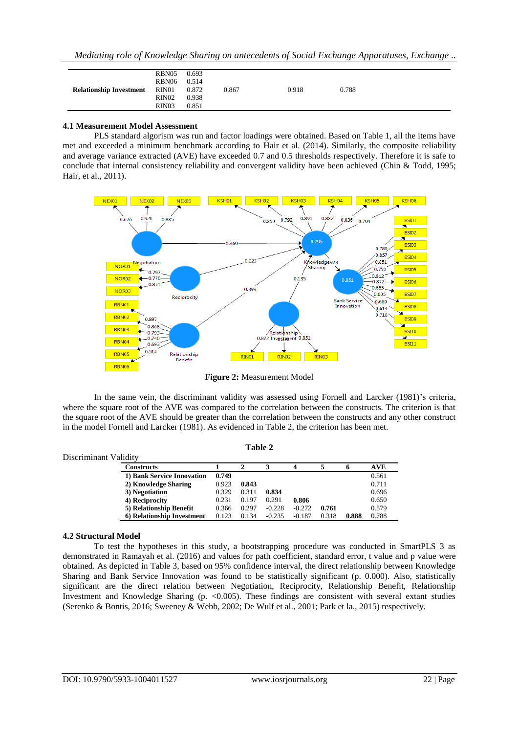| | | | | | |
|---|---|---|---|---|---|
| | RBN05 | 0.693 | | | |
| | RBN06 | 0.514 | | | |
| **Relationship Investment** | RIN01 | 0.872 | 0.867 | 0.918 | 0.788 |
| | RIN02 | 0.938 | | | |
| | RIN03 | 0.851 | | | |

### 4.1 Measurement Model Assessment

PLS standard algorism was run and factor loadings were obtained. Based on Table 1, all the items have met and exceeded a minimum benchmark according to Hair et al. (2014). Similarly, the composite reliability and average variance extracted (AVE) have exceeded 0.7 and 0.5 thresholds respectively. Therefore it is safe to conclude that internal consistency reliability and convergent validity have been achieved (Chin & Todd, 1995; Hair, et al., 2011).

**Figure 2:** Measurement Model

In the same vein, the discriminant validity was assessed using Fornell and Larcker (1981)'s criteria, where the square root of the AVE was compared to the correlation between the constructs. The criterion is that the square root of the AVE should be greater than the correlation between the constructs and any other construct in the model Fornell and Larcker (1981). As evidenced in Table 2, the criterion has been met.

**Table 2**

Discriminant Validity

| Constructs | 1 | 2 | 3 | 4 | 5 | 6 | AVE |
|---|---|---|---|---|---|---|---|
| 1) Bank Service Innovation | **0.749** | | | | | | 0.561 |
| 2) Knowledge Sharing | 0.923 | **0.843** | | | | | 0.711 |
| 3) Negotiation | 0.329 | 0.311 | **0.834** | | | | 0.696 |
| 4) Reciprocity | 0.231 | 0.197 | 0.291 | **0.806** | | | 0.650 |
| 5) Relationship Benefit | 0.366 | 0.297 | -0.228 | -0.272 | **0.761** | | 0.579 |
| 6) Relationship Investment | 0.123 | 0.134 | -0.235 | -0.187 | 0.318 | **0.888** | 0.788 |

### 4.2 Structural Model

To test the hypotheses in this study, a bootstrapping procedure was conducted in SmartPLS 3 as demonstrated in Ramayah et al. (2016) and values for path coefficient, standard error, t value and p value were obtained. As depicted in Table 3, based on 95% confidence interval, the direct relationship between Knowledge Sharing and Bank Service Innovation was found to be statistically significant (p. 0.000). Also, statistically significant are the direct relation between Negotiation, Reciprocity, Relationship Benefit, Relationship Investment and Knowledge Sharing (p. <0.005). These findings are consistent with several extant studies (Serenko & Bontis, 2016; Sweeney & Webb, 2002; De Wulf et al., 2001; Park et la., 2015) respectively.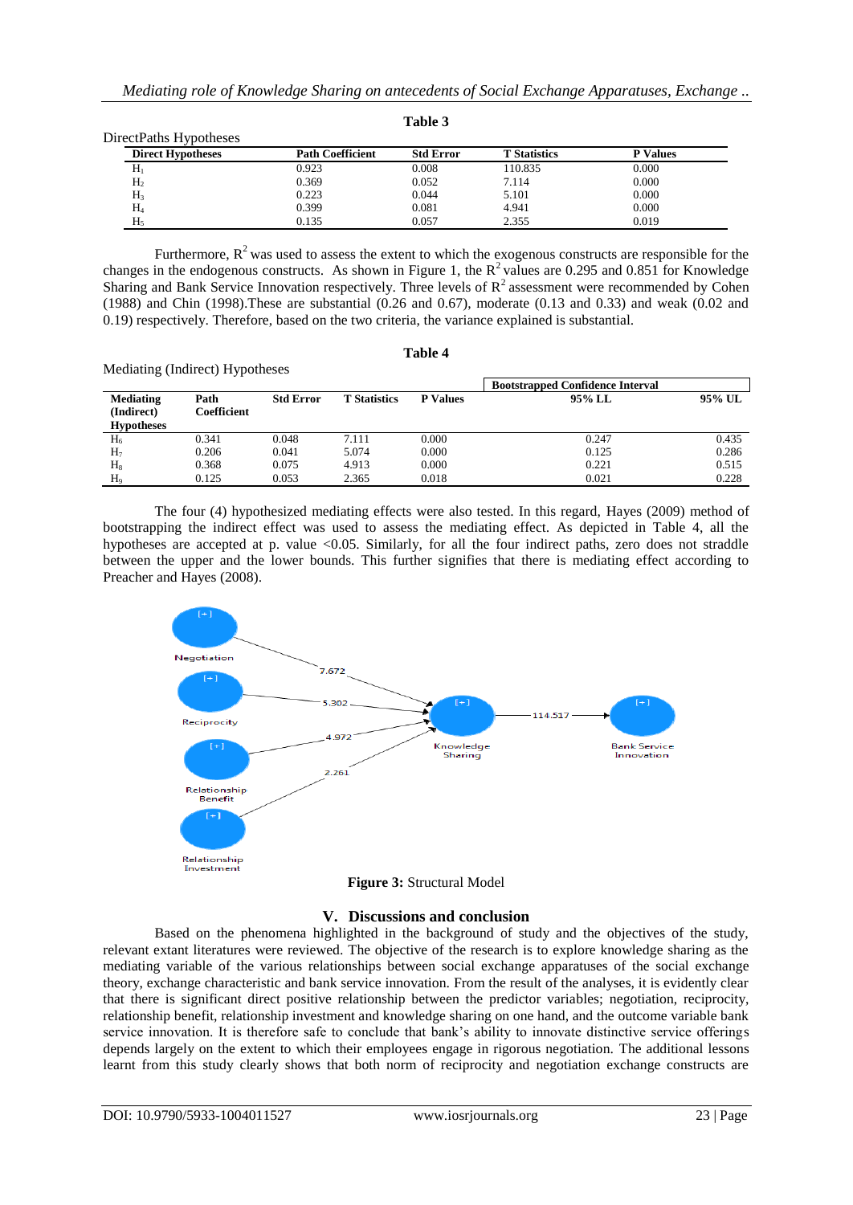**Table 3**

DirectPaths Hypotheses

| Direct Hypotheses | Path Coefficient | Std Error | T Statistics | P Values |
|---|---|---|---|---|
| $H_1$ | 0.923 | 0.008 | 110.835 | 0.000 |
| $H_2$ | 0.369 | 0.052 | 7.114 | 0.000 |
| $H_3$ | 0.223 | 0.044 | 5.101 | 0.000 |
| $H_4$ | 0.399 | 0.081 | 4.941 | 0.000 |
| $H_5$ | 0.135 | 0.057 | 2.355 | 0.019 |

Furthermore, $R^2$ was used to assess the extent to which the exogenous constructs are responsible for the changes in the endogenous constructs. As shown in Figure 1, the $R^2$ values are 0.295 and 0.851 for Knowledge Sharing and Bank Service Innovation respectively. Three levels of $R^2$ assessment were recommended by Cohen (1988) and Chin (1998).These are substantial (0.26 and 0.67), moderate (0.13 and 0.33) and weak (0.02 and 0.19) respectively. Therefore, based on the two criteria, the variance explained is substantial.

**Table 4**

Mediating (Indirect) Hypotheses

| Mediating (Indirect) Hypotheses | Path Coefficient | Std Error | T Statistics | P Values | Bootstrapped Confidence Interval 95% LL | 95% UL |
|---|---|---|---|---|---|---|
| $H_6$ | 0.341 | 0.048 | 7.111 | 0.000 | 0.247 | 0.435 |
| $H_7$ | 0.206 | 0.041 | 5.074 | 0.000 | 0.125 | 0.286 |
| $H_8$ | 0.368 | 0.075 | 4.913 | 0.000 | 0.221 | 0.515 |
| $H_9$ | 0.125 | 0.053 | 2.365 | 0.018 | 0.021 | 0.228 |

The four (4) hypothesized mediating effects were also tested. In this regard, Hayes (2009) method of bootstrapping the indirect effect was used to assess the mediating effect. As depicted in Table 4, all the hypotheses are accepted at p. value <0.05. Similarly, for all the four indirect paths, zero does not straddle between the upper and the lower bounds. This further signifies that there is mediating effect according to Preacher and Hayes (2008).

**Figure 3:** Structural Model

## V. Discussions and conclusion

Based on the phenomena highlighted in the background of study and the objectives of the study, relevant extant literatures were reviewed. The objective of the research is to explore knowledge sharing as the mediating variable of the various relationships between social exchange apparatuses of the social exchange theory, exchange characteristic and bank service innovation. From the result of the analyses, it is evidently clear that there is significant direct positive relationship between the predictor variables; negotiation, reciprocity, relationship benefit, relationship investment and knowledge sharing on one hand, and the outcome variable bank service innovation. It is therefore safe to conclude that bank's ability to innovate distinctive service offerings depends largely on the extent to which their employees engage in rigorous negotiation. The additional lessons learnt from this study clearly shows that both norm of reciprocity and negotiation exchange constructs are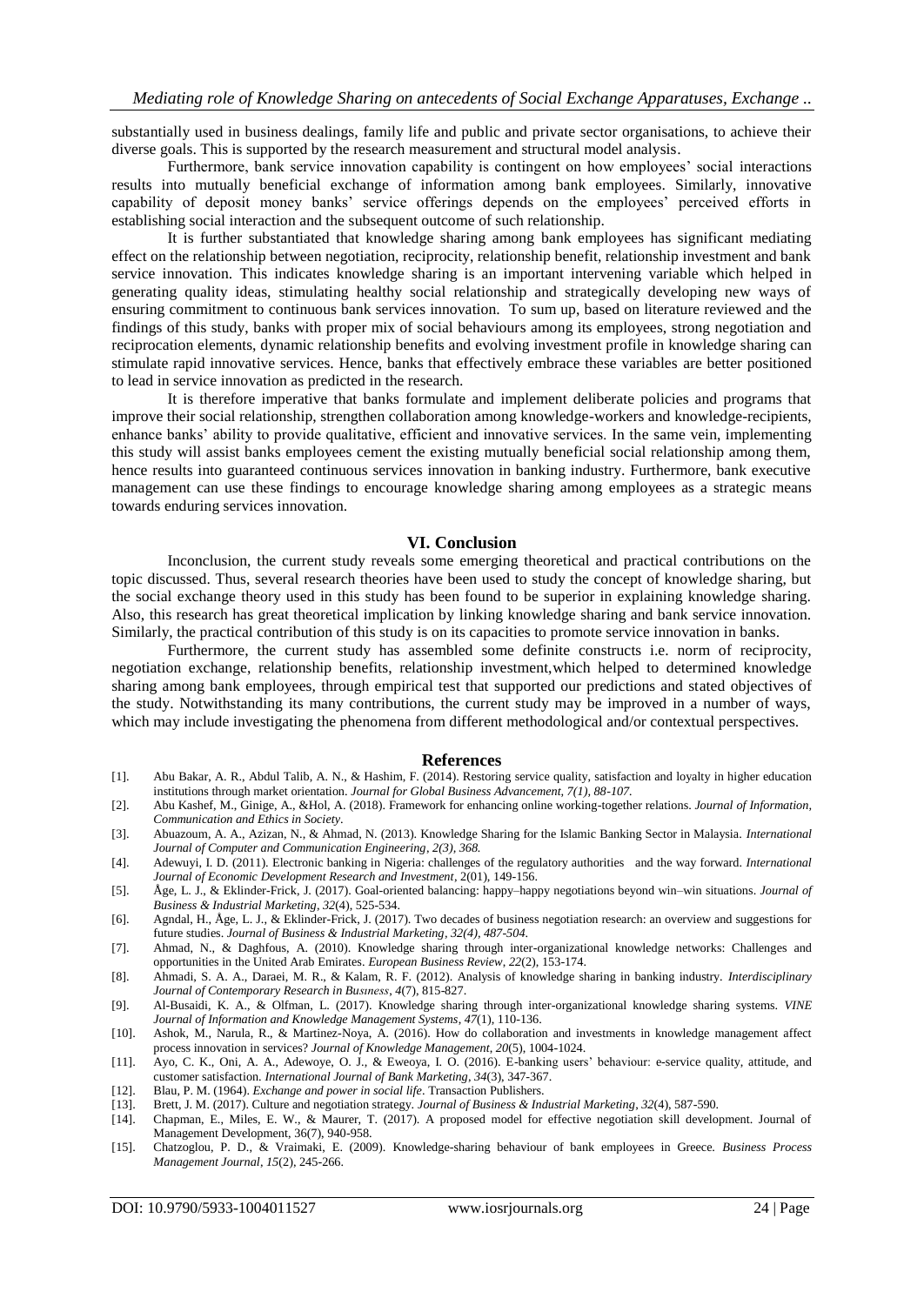substantially used in business dealings, family life and public and private sector organisations, to achieve their diverse goals. This is supported by the research measurement and structural model analysis.

Furthermore, bank service innovation capability is contingent on how employees' social interactions results into mutually beneficial exchange of information among bank employees. Similarly, innovative capability of deposit money banks' service offerings depends on the employees' perceived efforts in establishing social interaction and the subsequent outcome of such relationship.

It is further substantiated that knowledge sharing among bank employees has significant mediating effect on the relationship between negotiation, reciprocity, relationship benefit, relationship investment and bank service innovation. This indicates knowledge sharing is an important intervening variable which helped in generating quality ideas, stimulating healthy social relationship and strategically developing new ways of ensuring commitment to continuous bank services innovation. To sum up, based on literature reviewed and the findings of this study, banks with proper mix of social behaviours among its employees, strong negotiation and reciprocation elements, dynamic relationship benefits and evolving investment profile in knowledge sharing can stimulate rapid innovative services. Hence, banks that effectively embrace these variables are better positioned to lead in service innovation as predicted in the research.

It is therefore imperative that banks formulate and implement deliberate policies and programs that improve their social relationship, strengthen collaboration among knowledge-workers and knowledge-recipients, enhance banks' ability to provide qualitative, efficient and innovative services. In the same vein, implementing this study will assist banks employees cement the existing mutually beneficial social relationship among them, hence results into guaranteed continuous services innovation in banking industry. Furthermore, bank executive management can use these findings to encourage knowledge sharing among employees as a strategic means towards enduring services innovation.

## VI. Conclusion

Inconclusion, the current study reveals some emerging theoretical and practical contributions on the topic discussed. Thus, several research theories have been used to study the concept of knowledge sharing, but the social exchange theory used in this study has been found to be superior in explaining knowledge sharing. Also, this research has great theoretical implication by linking knowledge sharing and bank service innovation. Similarly, the practical contribution of this study is on its capacities to promote service innovation in banks.

Furthermore, the current study has assembled some definite constructs i.e. norm of reciprocity, negotiation exchange, relationship benefits, relationship investment,which helped to determined knowledge sharing among bank employees, through empirical test that supported our predictions and stated objectives of the study. Notwithstanding its many contributions, the current study may be improved in a number of ways, which may include investigating the phenomena from different methodological and/or contextual perspectives.

## References

[1]. Abu Bakar, A. R., Abdul Talib, A. N., & Hashim, F. (2014). Restoring service quality, satisfaction and loyalty in higher education institutions through market orientation. *Journal for Global Business Advancement, 7(1), 88-107.*

[2]. Abu Kashef, M., Ginige, A., &Hol, A. (2018). Framework for enhancing online working-together relations. *Journal of Information, Communication and Ethics in Society*.

[3]. Abuazoum, A. A., Azizan, N., & Ahmad, N. (2013). Knowledge Sharing for the Islamic Banking Sector in Malaysia. *International Journal of Computer and Communication Engineering*, *2(3), 368.*

[4]. Adewuyi, I. D. (2011). Electronic banking in Nigeria: challenges of the regulatory authorities and the way forward. *International Journal of Economic Development Research and Investment*, 2(01), 149-156.

[5]. Åge, L. J., & Eklinder-Frick, J. (2017). Goal-oriented balancing: happy–happy negotiations beyond win–win situations. *Journal of Business & Industrial Marketing*, *32*(4), 525-534.

[6]. Agndal, H., Åge, L. J., & Eklinder-Frick, J. (2017). Two decades of business negotiation research: an overview and suggestions for future studies. *Journal of Business & Industrial Marketing*, *32(4), 487-504.*

[7]. Ahmad, N., & Daghfous, A. (2010). Knowledge sharing through inter-organizational knowledge networks: Challenges and opportunities in the United Arab Emirates. *European Business Review*, *22*(2), 153-174.

[8]. Ahmadi, S. A. A., Daraei, M. R., & Kalam, R. F. (2012). Analysis of knowledge sharing in banking industry. *Interdisciplinary Journal of Contemporary Research in Business*, *4*(7), 815-827.

[9]. Al-Busaidi, K. A., & Olfman, L. (2017). Knowledge sharing through inter-organizational knowledge sharing systems. *VINE Journal of Information and Knowledge Management Systems*, *47*(1), 110-136.

[10]. Ashok, M., Narula, R., & Martinez-Noya, A. (2016). How do collaboration and investments in knowledge management affect process innovation in services? *Journal of Knowledge Management*, *20*(5), 1004-1024.

[11]. Ayo, C. K., Oni, A. A., Adewoye, O. J., & Eweoya, I. O. (2016). E-banking users' behaviour: e-service quality, attitude, and customer satisfaction. *International Journal of Bank Marketing*, *34*(3), 347-367.

[12]. Blau, P. M. (1964). *Exchange and power in social life*. Transaction Publishers.

[13]. Brett, J. M. (2017). Culture and negotiation strategy. *Journal of Business & Industrial Marketing*, *32*(4), 587-590.

[14]. Chapman, E., Miles, E. W., & Maurer, T. (2017). A proposed model for effective negotiation skill development. Journal of Management Development, 36(7), 940-958.

[15]. Chatzoglou, P. D., & Vraimaki, E. (2009). Knowledge-sharing behaviour of bank employees in Greece. *Business Process Management Journal*, *15*(2), 245-266.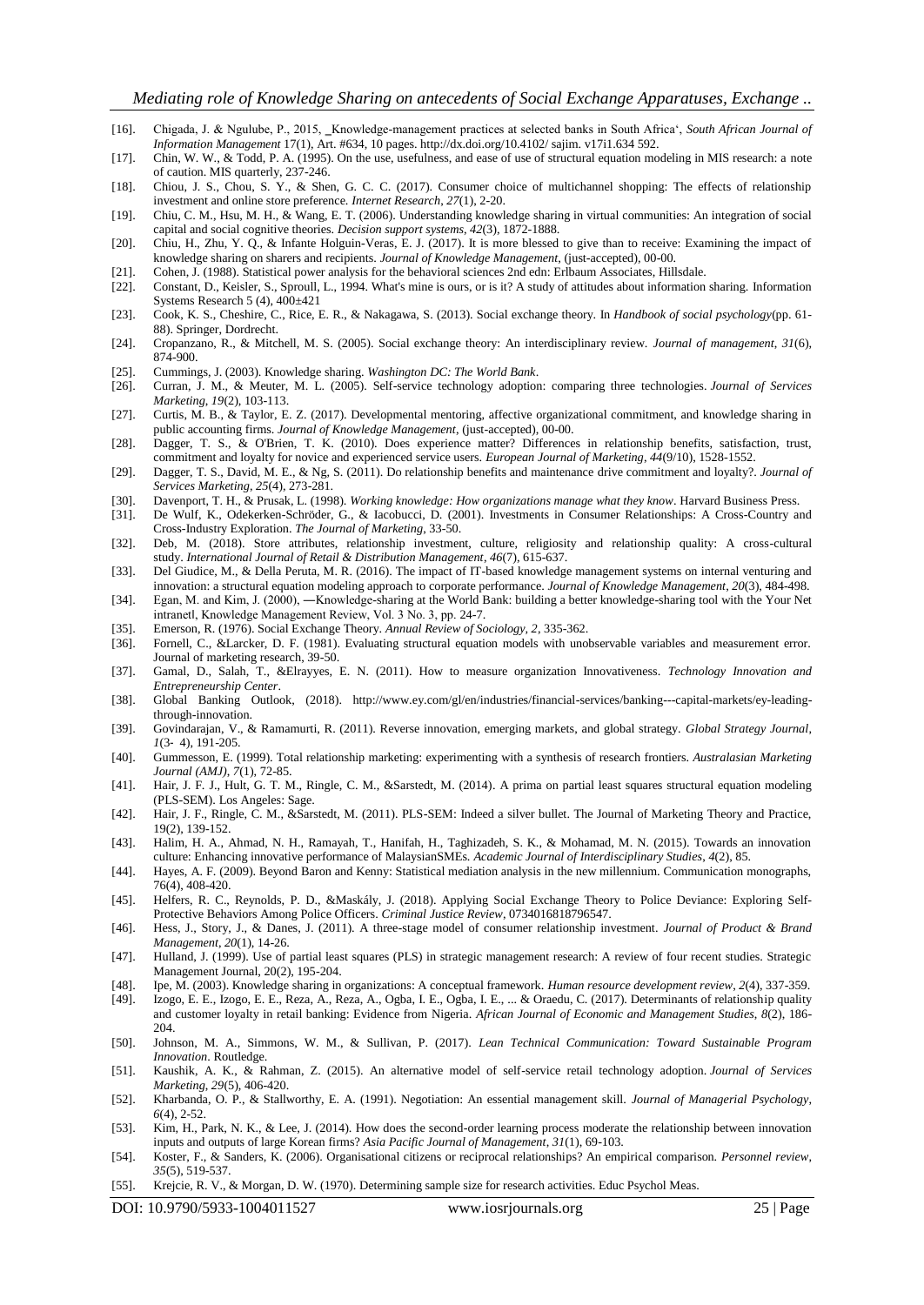[16]. Chigada, J. & Ngulube, P., 2015, ‗Knowledge-management practices at selected banks in South Africa', *South African Journal of Information Management* 17(1), Art. #634, 10 pages. http://dx.doi.org/10.4102/ sajim. v17i1.634 592.

[17]. Chin, W. W., & Todd, P. A. (1995). On the use, usefulness, and ease of use of structural equation modeling in MIS research: a note of caution. MIS quarterly, 237-246.

[18]. Chiou, J. S., Chou, S. Y., & Shen, G. C. C. (2017). Consumer choice of multichannel shopping: The effects of relationship investment and online store preference. *Internet Research*, *27*(1), 2-20.

[19]. Chiu, C. M., Hsu, M. H., & Wang, E. T. (2006). Understanding knowledge sharing in virtual communities: An integration of social capital and social cognitive theories. *Decision support systems*, *42*(3), 1872-1888.

[20]. Chiu, H., Zhu, Y. Q., & Infante Holguin-Veras, E. J. (2017). It is more blessed to give than to receive: Examining the impact of knowledge sharing on sharers and recipients. *Journal of Knowledge Management*, (just-accepted), 00-00.

[21]. Cohen, J. (1988). Statistical power analysis for the behavioral sciences 2nd edn: Erlbaum Associates, Hillsdale.

[22]. Constant, D., Keisler, S., Sproull, L., 1994. What's mine is ours, or is it? A study of attitudes about information sharing. Information Systems Research 5 (4), 400±421

[23]. Cook, K. S., Cheshire, C., Rice, E. R., & Nakagawa, S. (2013). Social exchange theory. In *Handbook of social psychology*(pp. 61-88). Springer, Dordrecht.

[24]. Cropanzano, R., & Mitchell, M. S. (2005). Social exchange theory: An interdisciplinary review. *Journal of management*, *31*(6), 874-900.

[25]. Cummings, J. (2003). Knowledge sharing. *Washington DC: The World Bank*.

[26]. Curran, J. M., & Meuter, M. L. (2005). Self-service technology adoption: comparing three technologies. *Journal of Services Marketing*, *19*(2), 103-113.

[27]. Curtis, M. B., & Taylor, E. Z. (2017). Developmental mentoring, affective organizational commitment, and knowledge sharing in public accounting firms. *Journal of Knowledge Management*, (just-accepted), 00-00.

[28]. Dagger, T. S., & O'Brien, T. K. (2010). Does experience matter? Differences in relationship benefits, satisfaction, trust, commitment and loyalty for novice and experienced service users. *European Journal of Marketing*, *44*(9/10), 1528-1552.

[29]. Dagger, T. S., David, M. E., & Ng, S. (2011). Do relationship benefits and maintenance drive commitment and loyalty?. *Journal of Services Marketing*, *25*(4), 273-281.

[30]. Davenport, T. H., & Prusak, L. (1998). *Working knowledge: How organizations manage what they know*. Harvard Business Press.

[31]. De Wulf, K., Odekerken-Schröder, G., & Iacobucci, D. (2001). Investments in Consumer Relationships: A Cross-Country and Cross-Industry Exploration. *The Journal of Marketing*, 33-50.

[32]. Deb, M. (2018). Store attributes, relationship investment, culture, religiosity and relationship quality: A cross-cultural study. *International Journal of Retail & Distribution Management*, *46*(7), 615-637.

[33]. Del Giudice, M., & Della Peruta, M. R. (2016). The impact of IT-based knowledge management systems on internal venturing and innovation: a structural equation modeling approach to corporate performance. *Journal of Knowledge Management*, *20*(3), 484-498.

[34]. Egan, M. and Kim, J. (2000), ―Knowledge-sharing at the World Bank: building a better knowledge-sharing tool with the Your Net intranet‖, Knowledge Management Review, Vol. 3 No. 3, pp. 24-7.

[35]. Emerson, R. (1976). Social Exchange Theory. *Annual Review of Sociology*, *2*, 335-362.

[36]. Fornell, C., &Larcker, D. F. (1981). Evaluating structural equation models with unobservable variables and measurement error. Journal of marketing research, 39-50.

[37]. Gamal, D., Salah, T., &Elrayyes, E. N. (2011). How to measure organization Innovativeness. *Technology Innovation and Entrepreneurship Center*.

[38]. Global Banking Outlook, (2018). http://www.ey.com/gl/en/industries/financial-services/banking---capital-markets/ey-leading-through-innovation.

[39]. Govindarajan, V., & Ramamurti, R. (2011). Reverse innovation, emerging markets, and global strategy. *Global Strategy Journal*, *1*(3‐ 4), 191-205.

[40]. Gummesson, E. (1999). Total relationship marketing: experimenting with a synthesis of research frontiers. *Australasian Marketing Journal (AMJ)*, *7*(1), 72-85.

[41]. Hair, J. F. J., Hult, G. T. M., Ringle, C. M., &Sarstedt, M. (2014). A prima on partial least squares structural equation modeling (PLS-SEM). Los Angeles: Sage.

[42]. Hair, J. F., Ringle, C. M., &Sarstedt, M. (2011). PLS-SEM: Indeed a silver bullet. The Journal of Marketing Theory and Practice, 19(2), 139-152.

[43]. Halim, H. A., Ahmad, N. H., Ramayah, T., Hanifah, H., Taghizadeh, S. K., & Mohamad, M. N. (2015). Towards an innovation culture: Enhancing innovative performance of MalaysianSMEs. *Academic Journal of Interdisciplinary Studies*, *4*(2), 85.

[44]. Hayes, A. F. (2009). Beyond Baron and Kenny: Statistical mediation analysis in the new millennium. Communication monographs, 76(4), 408-420.

[45]. Helfers, R. C., Reynolds, P. D., &Maskály, J. (2018). Applying Social Exchange Theory to Police Deviance: Exploring Self-Protective Behaviors Among Police Officers. *Criminal Justice Review*, 0734016818796547.

[46]. Hess, J., Story, J., & Danes, J. (2011). A three-stage model of consumer relationship investment. *Journal of Product & Brand Management*, *20*(1), 14-26.

[47]. Hulland, J. (1999). Use of partial least squares (PLS) in strategic management research: A review of four recent studies. Strategic Management Journal, 20(2), 195-204.

[48]. Ipe, M. (2003). Knowledge sharing in organizations: A conceptual framework. *Human resource development review*, *2*(4), 337-359.

[49]. Izogo, E. E., Izogo, E. E., Reza, A., Reza, A., Ogba, I. E., Ogba, I. E., ... & Oraedu, C. (2017). Determinants of relationship quality and customer loyalty in retail banking: Evidence from Nigeria. *African Journal of Economic and Management Studies*, *8*(2), 186-204.

[50]. Johnson, M. A., Simmons, W. M., & Sullivan, P. (2017). *Lean Technical Communication: Toward Sustainable Program Innovation*. Routledge.

[51]. Kaushik, A. K., & Rahman, Z. (2015). An alternative model of self-service retail technology adoption. *Journal of Services Marketing*, *29*(5), 406-420.

[52]. Kharbanda, O. P., & Stallworthy, E. A. (1991). Negotiation: An essential management skill. *Journal of Managerial Psychology*, *6*(4), 2-52.

[53]. Kim, H., Park, N. K., & Lee, J. (2014). How does the second-order learning process moderate the relationship between innovation inputs and outputs of large Korean firms? *Asia Pacific Journal of Management*, *31*(1), 69-103.

[54]. Koster, F., & Sanders, K. (2006). Organisational citizens or reciprocal relationships? An empirical comparison. *Personnel review*, *35*(5), 519-537.

[55]. Krejcie, R. V., & Morgan, D. W. (1970). Determining sample size for research activities. Educ Psychol Meas.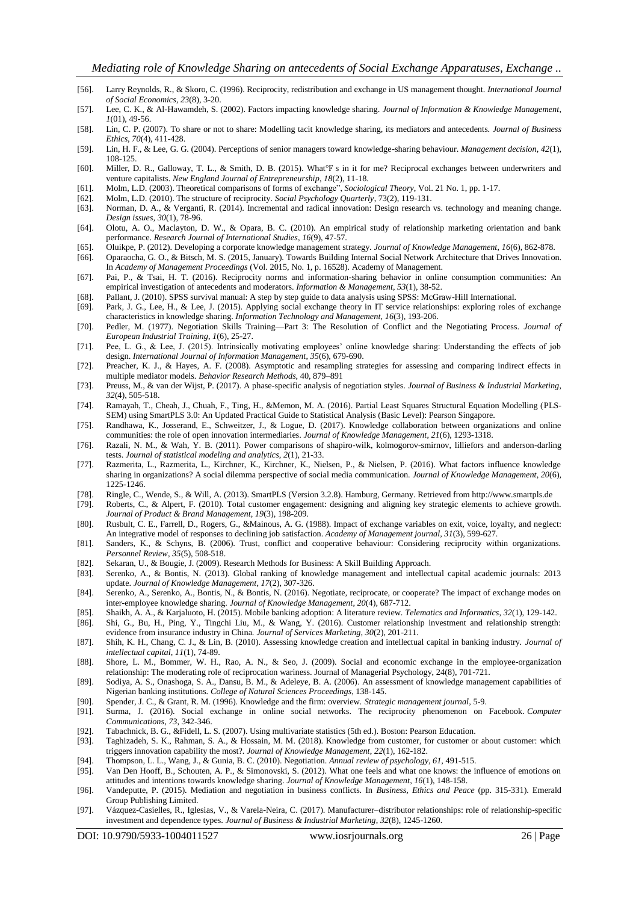[56]. Larry Reynolds, R., & Skoro, C. (1996). Reciprocity, redistribution and exchange in US management thought. *International Journal of Social Economics*, *23*(8), 3-20.

[57]. Lee, C. K., & Al-Hawamdeh, S. (2002). Factors impacting knowledge sharing. *Journal of Information & Knowledge Management*, *1*(01), 49-56.

[58]. Lin, C. P. (2007). To share or not to share: Modelling tacit knowledge sharing, its mediators and antecedents. *Journal of Business Ethics*, *70*(4), 411-428.

[59]. Lin, H. F., & Lee, G. G. (2004). Perceptions of senior managers toward knowledge-sharing behaviour. *Management decision*, *42*(1), 108-125.

[60]. Miller, D. R., Galloway, T. L., & Smith, D. B. (2015). What°F s in it for me? Reciprocal exchanges between underwriters and venture capitalists. *New England Journal of Entrepreneurship*, *18*(2), 11-18.

[61]. Molm, L.D. (2003). Theoretical comparisons of forms of exchange", *Sociological Theory*, Vol. 21 No. 1, pp. 1-17.

[62]. Molm, L.D. (2010). The structure of reciprocity. *Social Psychology Quarterly*, 73(2), 119-131.

[63]. Norman, D. A., & Verganti, R. (2014). Incremental and radical innovation: Design research vs. technology and meaning change. *Design issues*, *30*(1), 78-96.

[64]. Olotu, A. O., Maclayton, D. W., & Opara, B. C. (2010). An empirical study of relationship marketing orientation and bank performance. *Research Journal of International Studies*, *16*(9), 47-57.

[65]. Oluikpe, P. (2012). Developing a corporate knowledge management strategy. *Journal of Knowledge Management*, *16*(6), 862-878.

[66]. Oparaocha, G. O., & Bitsch, M. S. (2015, January). Towards Building Internal Social Network Architecture that Drives Innovation. In *Academy of Management Proceedings* (Vol. 2015, No. 1, p. 16528). Academy of Management.

[67]. Pai, P., & Tsai, H. T. (2016). Reciprocity norms and information-sharing behavior in online consumption communities: An empirical investigation of antecedents and moderators. *Information & Management*, *53*(1), 38-52.

[68]. Pallant, J. (2010). SPSS survival manual: A step by step guide to data analysis using SPSS: McGraw-Hill International.

[69]. Park, J. G., Lee, H., & Lee, J. (2015). Applying social exchange theory in IT service relationships: exploring roles of exchange characteristics in knowledge sharing. *Information Technology and Management*, *16*(3), 193-206.

[70]. Pedler, M. (1977). Negotiation Skills Training—Part 3: The Resolution of Conflict and the Negotiating Process. *Journal of European Industrial Training*, *1*(6), 25-27.

[71]. Pee, L. G., & Lee, J. (2015). Intrinsically motivating employees' online knowledge sharing: Understanding the effects of job design. *International Journal of Information Management*, *35*(6), 679-690.

[72]. Preacher, K. J., & Hayes, A. F. (2008). Asymptotic and resampling strategies for assessing and comparing indirect effects in multiple mediator models. *Behavior Research Methods*, 40, 879–891

[73]. Preuss, M., & van der Wijst, P. (2017). A phase-specific analysis of negotiation styles. *Journal of Business & Industrial Marketing*, *32*(4), 505-518.

[74]. Ramayah, T., Cheah, J., Chuah, F., Ting, H., &Memon, M. A. (2016). Partial Least Squares Structural Equation Modelling (PLS-SEM) using SmartPLS 3.0: An Updated Practical Guide to Statistical Analysis (Basic Level): Pearson Singapore.

[75]. Randhawa, K., Josserand, E., Schweitzer, J., & Logue, D. (2017). Knowledge collaboration between organizations and online communities: the role of open innovation intermediaries. *Journal of Knowledge Management*, *21*(6), 1293-1318.

[76]. Razali, N. M., & Wah, Y. B. (2011). Power comparisons of shapiro-wilk, kolmogorov-smirnov, lilliefors and anderson-darling tests. *Journal of statistical modeling and analytics*, *2*(1), 21-33.

[77]. Razmerita, L., Razmerita, L., Kirchner, K., Kirchner, K., Nielsen, P., & Nielsen, P. (2016). What factors influence knowledge sharing in organizations? A social dilemma perspective of social media communication. *Journal of Knowledge Management*, *20*(6), 1225-1246.

[78]. Ringle, C., Wende, S., & Will, A. (2013). SmartPLS (Version 3.2.8). Hamburg, Germany. Retrieved from http://www.smartpls.de

[79]. Roberts, C., & Alpert, F. (2010). Total customer engagement: designing and aligning key strategic elements to achieve growth. *Journal of Product & Brand Management*, *19*(3), 198-209.

[80]. Rusbult, C. E., Farrell, D., Rogers, G., &Mainous, A. G. (1988). Impact of exchange variables on exit, voice, loyalty, and neglect: An integrative model of responses to declining job satisfaction. *Academy of Management journal*, *31*(3), 599-627.

[81]. Sanders, K., & Schyns, B. (2006). Trust, conflict and cooperative behaviour: Considering reciprocity within organizations. *Personnel Review*, *35*(5), 508-518.

[82]. Sekaran, U., & Bougie, J. (2009). Research Methods for Business: A Skill Building Approach.

[83]. Serenko, A., & Bontis, N. (2013). Global ranking of knowledge management and intellectual capital academic journals: 2013 update. *Journal of Knowledge Management*, *17*(2), 307-326.

[84]. Serenko, A., Serenko, A., Bontis, N., & Bontis, N. (2016). Negotiate, reciprocate, or cooperate? The impact of exchange modes on inter-employee knowledge sharing. *Journal of Knowledge Management*, *20*(4), 687-712.

[85]. Shaikh, A. A., & Karjaluoto, H. (2015). Mobile banking adoption: A literature review. *Telematics and Informatics*, *32*(1), 129-142.

[86]. Shi, G., Bu, H., Ping, Y., Tingchi Liu, M., & Wang, Y. (2016). Customer relationship investment and relationship strength: evidence from insurance industry in China. *Journal of Services Marketing*, *30*(2), 201-211.

[87]. Shih, K. H., Chang, C. J., & Lin, B. (2010). Assessing knowledge creation and intellectual capital in banking industry. *Journal of intellectual capital*, *11*(1), 74-89.

[88]. Shore, L. M., Bommer, W. H., Rao, A. N., & Seo, J. (2009). Social and economic exchange in the employee-organization relationship: The moderating role of reciprocation wariness. Journal of Managerial Psychology, 24(8), 701-721.

[89]. Sodiya, A. S., Onashoga, S. A., Dansu, B. M., & Adeleye, B. A. (2006). An assessment of knowledge management capabilities of Nigerian banking institutions. *College of Natural Sciences Proceedings*, 138-145.

[90]. Spender, J. C., & Grant, R. M. (1996). Knowledge and the firm: overview. *Strategic management journal*, 5-9.

[91]. Surma, J. (2016). Social exchange in online social networks. The reciprocity phenomenon on Facebook. *Computer Communications*, *73*, 342-346.

[92]. Tabachnick, B. G., &Fidell, L. S. (2007). Using multivariate statistics (5th ed.). Boston: Pearson Education.

[93]. Taghizadeh, S. K., Rahman, S. A., & Hossain, M. M. (2018). Knowledge from customer, for customer or about customer: which triggers innovation capability the most?. *Journal of Knowledge Management*, *22*(1), 162-182.

[94]. Thompson, L. L., Wang, J., & Gunia, B. C. (2010). Negotiation. *Annual review of psychology*, *61*, 491-515.

[95]. Van Den Hooff, B., Schouten, A. P., & Simonovski, S. (2012). What one feels and what one knows: the influence of emotions on attitudes and intentions towards knowledge sharing. *Journal of Knowledge Management*, *16*(1), 148-158.

[96]. Vandeputte, P. (2015). Mediation and negotiation in business conflicts. In *Business, Ethics and Peace* (pp. 315-331). Emerald Group Publishing Limited.

[97]. Vázquez-Casielles, R., Iglesias, V., & Varela-Neira, C. (2017). Manufacturer–distributor relationships: role of relationship-specific investment and dependence types. *Journal of Business & Industrial Marketing*, *32*(8), 1245-1260.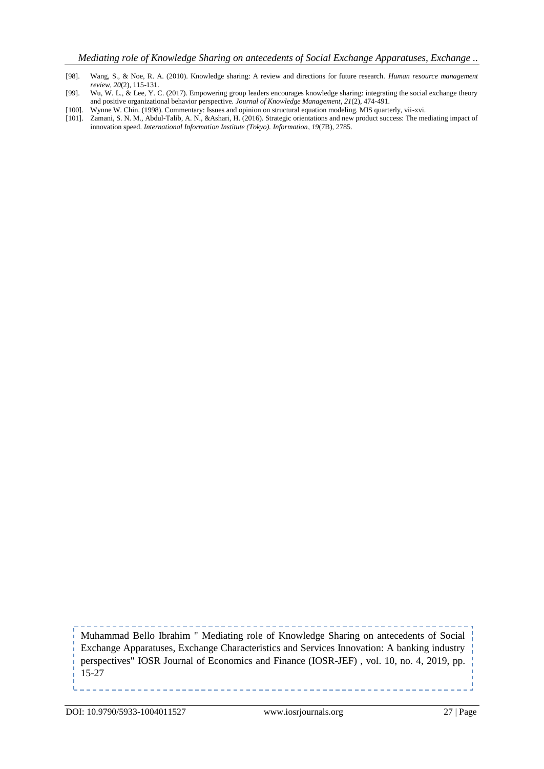[98]. Wang, S., & Noe, R. A. (2010). Knowledge sharing: A review and directions for future research. *Human resource management review*, *20*(2), 115-131.

[99]. Wu, W. L., & Lee, Y. C. (2017). Empowering group leaders encourages knowledge sharing: integrating the social exchange theory and positive organizational behavior perspective. *Journal of Knowledge Management*, *21*(2), 474-491.

[100]. Wynne W. Chin. (1998). Commentary: Issues and opinion on structural equation modeling. MIS quarterly, vii-xvi.

[101]. Zamani, S. N. M., Abdul-Talib, A. N., &Ashari, H. (2016). Strategic orientations and new product success: The mediating impact of innovation speed. *International Information Institute (Tokyo). Information*, *19*(7B), 2785.

Muhammad Bello Ibrahim " Mediating role of Knowledge Sharing on antecedents of Social Exchange Apparatuses, Exchange Characteristics and Services Innovation: A banking industry perspectives" IOSR Journal of Economics and Finance (IOSR-JEF) , vol. 10, no. 4, 2019, pp. 15-27